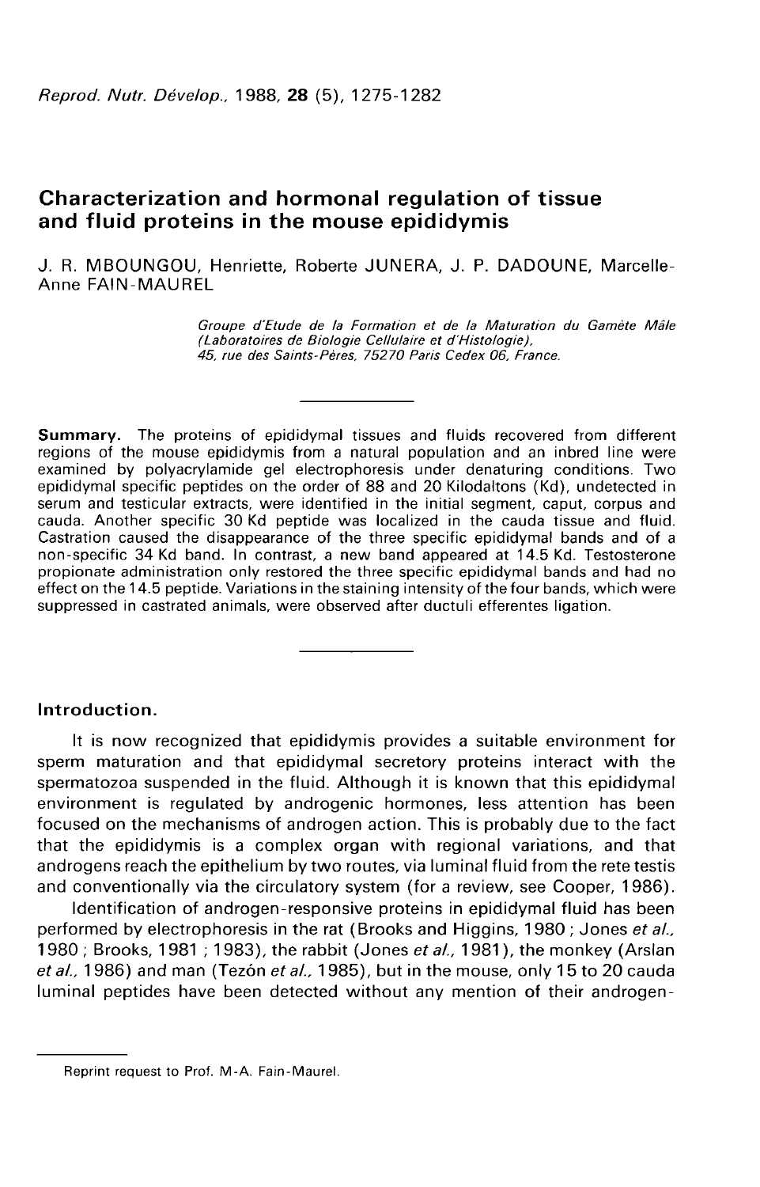# Characterization and hormonal regulation of tissue and fluid proteins in the mouse epididymis

J. R. MBOUNGOU, Henriette, Roberte JUNERA, J. P. DADOUNE, Marcelle-Anne FAIN-MAUREL

*Groupe d'Etude de la Formation et de la Maturation du Gamète Mâle (Laboratoires de Biologie Cellulaire et d'Histologie), 45, rue des Saints-Pères, 75270 Paris Cedex 06, France.*

---

**Summary.** The proteins of epididymal tissues and fluids recovered from different regions of the mouse epididymis from a natural population and an inbred line were examined by polyacrylamide gel electrophoresis under denaturing conditions. Two epididymal specific peptides on the order of 88 and 20 Kilodaltons (Kd), undetected in serum and testicular extracts, were identified in the initial segment, caput, corpus and cauda. Another specific 30 Kd peptide was localized in the cauda tissue and fluid. Castration caused the disappearance of the three specific epididymal bands and of a non-specific 34 Kd band. In contrast, a new band appeared at 14.5 Kd. Testosterone propionate administration only restored the three specific epididymal bands and had no effect on the 14.5 peptide. Variations in the staining intensity of the four bands, which were suppressed in castrated animals, were observed after ductuli efferentes ligation.

---

## Introduction.

It is now recognized that epididymis provides a suitable environment for sperm maturation and that epididymal secretory proteins interact with the spermatozoa suspended in the fluid. Although it is known that this epididymal environment is regulated by androgenic hormones, less attention has been focused on the mechanisms of androgen action. This is probably due to the fact that the epididymis is a complex organ with regional variations, and that androgens reach the epithelium by two routes, via luminal fluid from the rete testis and conventionally via the circulatory system (for a review, see Cooper, 1986).

Identification of androgen-responsive proteins in epididymal fluid has been performed by electrophoresis in the rat (Brooks and Higgins, 1980 ; Jones *et al.,* 1980 ; Brooks, 1981 ; 1983), the rabbit (Jones *et al.,* 1981), the monkey (Arslan *et al.,* 1986) and man (Tezón *et al.,* 1985), but in the mouse, only 15 to 20 cauda luminal peptides have been detected without any mention of their androgen-

---

Reprint request to Prof. M-A. Fain-Maurel.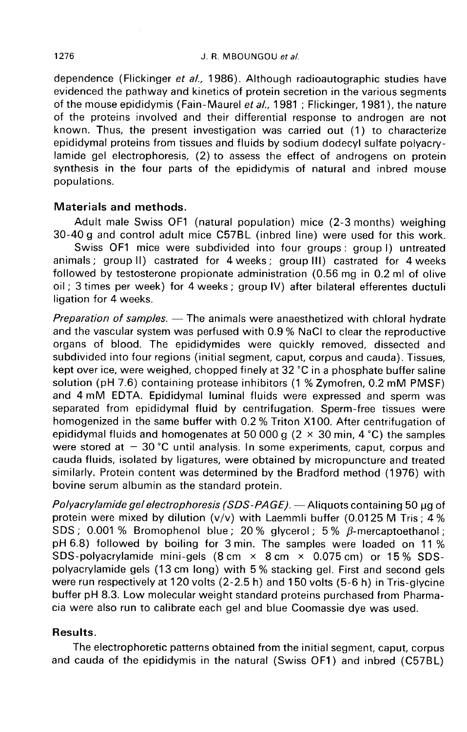dependence (Flickinger *et al.*, 1986). Although radioautographic studies have evidenced the pathway and kinetics of protein secretion in the various segments of the mouse epididymis (Fain-Maurel *et al.*, 1981 ; Flickinger, 1981), the nature of the proteins involved and their differential response to androgen are not known. Thus, the present investigation was carried out (1) to characterize epididymal proteins from tissues and fluids by sodium dodecyl sulfate polyacrylamide gel electrophoresis, (2) to assess the effect of androgens on protein synthesis in the four parts of the epididymis of natural and inbred mouse populations.

## Materials and methods.

Adult male Swiss OF1 (natural population) mice (2-3 months) weighing 30-40 g and control adult mice C57BL (inbred line) were used for this work.

Swiss OF1 mice were subdivided into four groups : group I) untreated animals ; group II) castrated for 4 weeks ; group III) castrated for 4 weeks followed by testosterone propionate administration (0.56 mg in 0.2 ml of olive oil ; 3 times per week) for 4 weeks ; group IV) after bilateral efferentes ductuli ligation for 4 weeks.

*Preparation of samples.* — The animals were anaesthetized with chloral hydrate and the vascular system was perfused with 0.9 % NaCl to clear the reproductive organs of blood. The epididymides were quickly removed, dissected and subdivided into four regions (initial segment, caput, corpus and cauda). Tissues, kept over ice, were weighed, chopped finely at 32 °C in a phosphate buffer saline solution (pH 7.6) containing protease inhibitors (1 % Zymofren, 0.2 mM PMSF) and 4 mM EDTA. Epididymal luminal fluids were expressed and sperm was separated from epididymal fluid by centrifugation. Sperm-free tissues were homogenized in the same buffer with 0.2 % Triton X100. After centrifugation of epididymal fluids and homogenates at 50 000 g (2 × 30 min, 4 °C) the samples were stored at − 30 °C until analysis. In some experiments, caput, corpus and cauda fluids, isolated by ligatures, were obtained by micropuncture and treated similarly. Protein content was determined by the Bradford method (1976) with bovine serum albumin as the standard protein.

*Polyacrylamide gel electrophoresis (SDS-PAGE).* — Aliquots containing 50 µg of protein were mixed by dilution (v/v) with Laemmli buffer (0.0125 M Tris ; 4 % SDS ; 0.001 % Bromophenol blue ; 20 % glycerol ; 5 % $\beta$-mercaptoethanol ; pH 6.8) followed by boiling for 3 min. The samples were loaded on 11 % SDS-polyacrylamide mini-gels (8 cm × 8 cm × 0.075 cm) or 15 % SDS-polyacrylamide gels (13 cm long) with 5 % stacking gel. First and second gels were run respectively at 120 volts (2-2.5 h) and 150 volts (5-6 h) in Tris-glycine buffer pH 8.3. Low molecular weight standard proteins purchased from Pharmacia were also run to calibrate each gel and blue Coomassie dye was used.

## Results.

The electrophoretic patterns obtained from the initial segment, caput, corpus and cauda of the epididymis in the natural (Swiss OF1) and inbred (C57BL)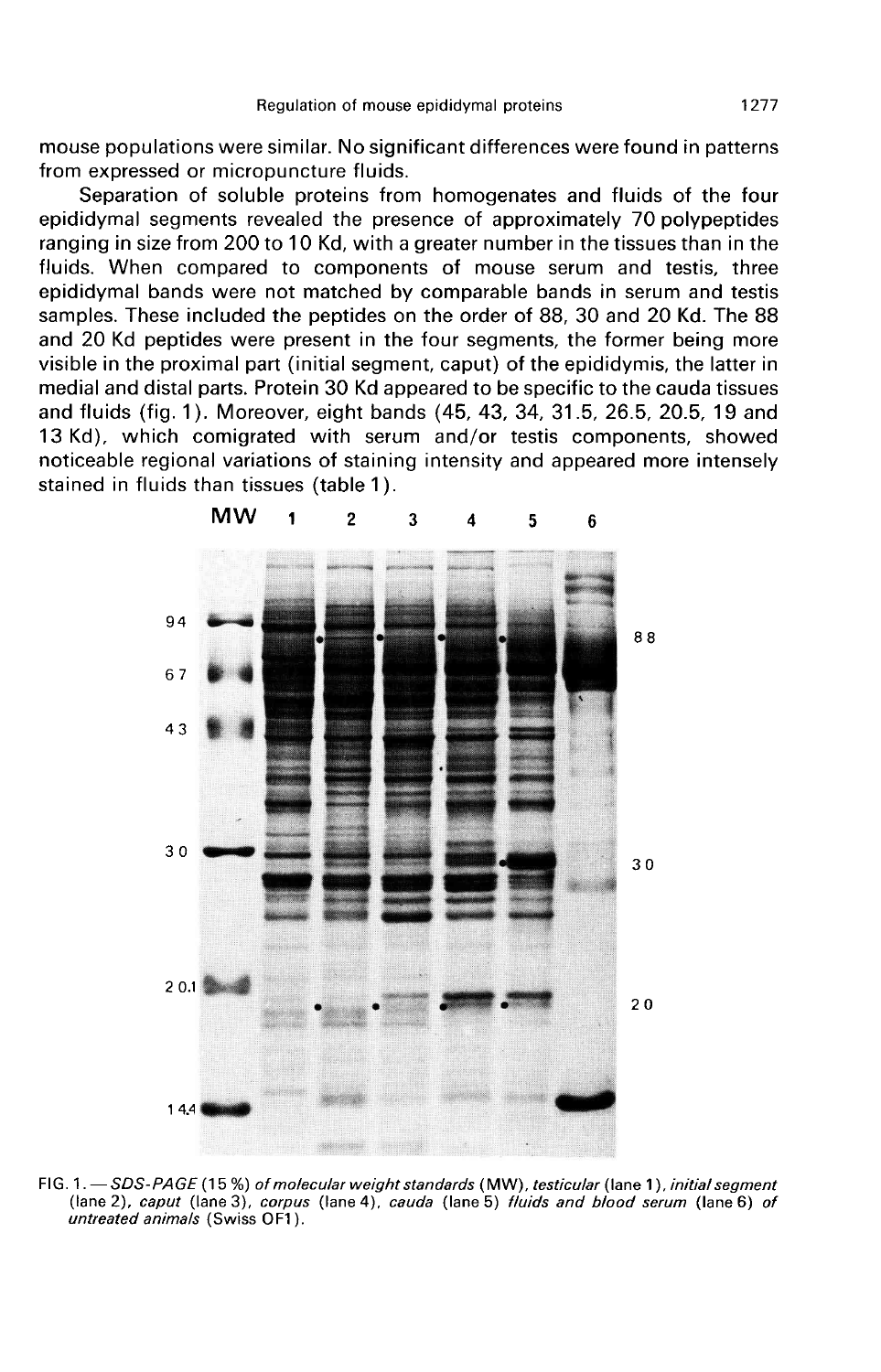mouse populations were similar. No significant differences were found in patterns from expressed or micropuncture fluids.

Separation of soluble proteins from homogenates and fluids of the four epididymal segments revealed the presence of approximately 70 polypeptides ranging in size from 200 to 10 Kd, with a greater number in the tissues than in the fluids. When compared to components of mouse serum and testis, three epididymal bands were not matched by comparable bands in serum and testis samples. These included the peptides on the order of 88, 30 and 20 Kd. The 88 and 20 Kd peptides were present in the four segments, the former being more visible in the proximal part (initial segment, caput) of the epididymis, the latter in medial and distal parts. Protein 30 Kd appeared to be specific to the cauda tissues and fluids (fig. 1). Moreover, eight bands (45, 43, 34, 31.5, 26.5, 20.5, 19 and 13 Kd), which comigrated with serum and/or testis components, showed noticeable regional variations of staining intensity and appeared more intensely stained in fluids than tissues (table 1).

FIG. 1. — *SDS-PAGE (15 %) of molecular weight standards (MW), testicular (lane 1), initial segment (lane 2), caput (lane 3), corpus (lane 4), cauda (lane 5) fluids and blood serum (lane 6) of untreated animals (Swiss OF1).*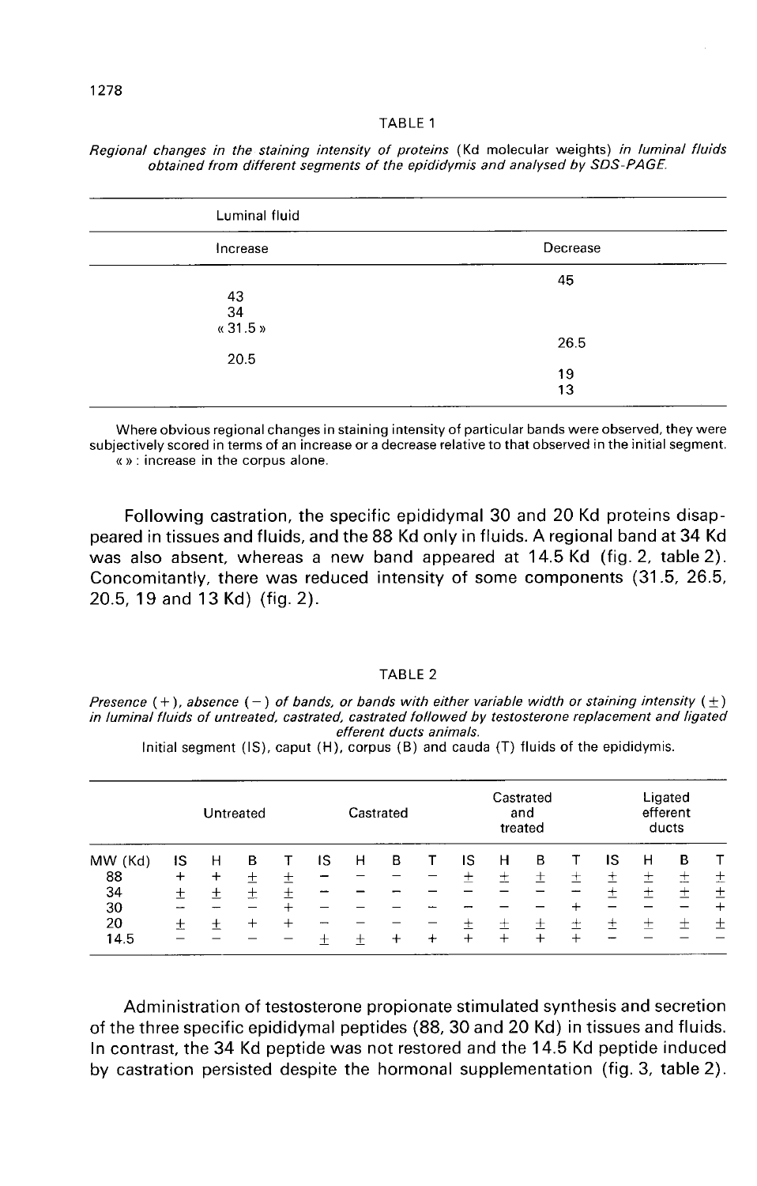TABLE 1

*Regional changes in the staining intensity of proteins* (Kd molecular weights) *in luminal fluids obtained from different segments of the epididymis and analysed by SDS-PAGE.*

| Luminal fluid | |
|---|---|
| Increase | Decrease |
| | 45 |
| 43 | |
| 34 | |
| « 31.5 » | |
| | 26.5 |
| 20.5 | |
| | 19 |
| | 13 |

Where obvious regional changes in staining intensity of particular bands were observed, they were subjectively scored in terms of an increase or a decrease relative to that observed in the initial segment. « » : increase in the corpus alone.

Following castration, the specific epididymal 30 and 20 Kd proteins disappeared in tissues and fluids, and the 88 Kd only in fluids. A regional band at 34 Kd was also absent, whereas a new band appeared at 14.5 Kd (fig. 2, table 2). Concomitantly, there was reduced intensity of some components (31.5, 26.5, 20.5, 19 and 13 Kd) (fig. 2).

TABLE 2

*Presence (+), absence (−) of bands, or bands with either variable width or staining intensity (±) in luminal fluids of untreated, castrated, castrated followed by testosterone replacement and ligated efferent ducts animals.*

Initial segment (IS), caput (H), corpus (B) and cauda (T) fluids of the epididymis.

| | Untreated | | | | Castrated | | | | Castrated and treated | | | | Ligated efferent ducts | | | |
|---|---|---|---|---|---|---|---|---|---|---|---|---|---|---|---|---|
| MW (Kd) | IS | H | B | T | IS | H | B | T | IS | H | B | T | IS | H | B | T |
| 88 | + | + | ± | ± | − | − | − | − | ± | ± | ± | ± | ± | ± | ± | ± |
| 34 | ± | ± | ± | ± | − | − | − | − | − | − | − | − | ± | ± | ± | ± |
| 30 | − | − | − | + | − | − | − | − | − | − | − | + | − | − | − | + |
| 20 | ± | ± | + | + | − | − | − | − | ± | ± | ± | ± | ± | ± | ± | ± |
| 14.5 | − | − | − | − | ± | ± | + | + | + | + | + | + | − | − | − | − |

Administration of testosterone propionate stimulated synthesis and secretion of the three specific epididymal peptides (88, 30 and 20 Kd) in tissues and fluids. In contrast, the 34 Kd peptide was not restored and the 14.5 Kd peptide induced by castration persisted despite the hormonal supplementation (fig. 3, table 2).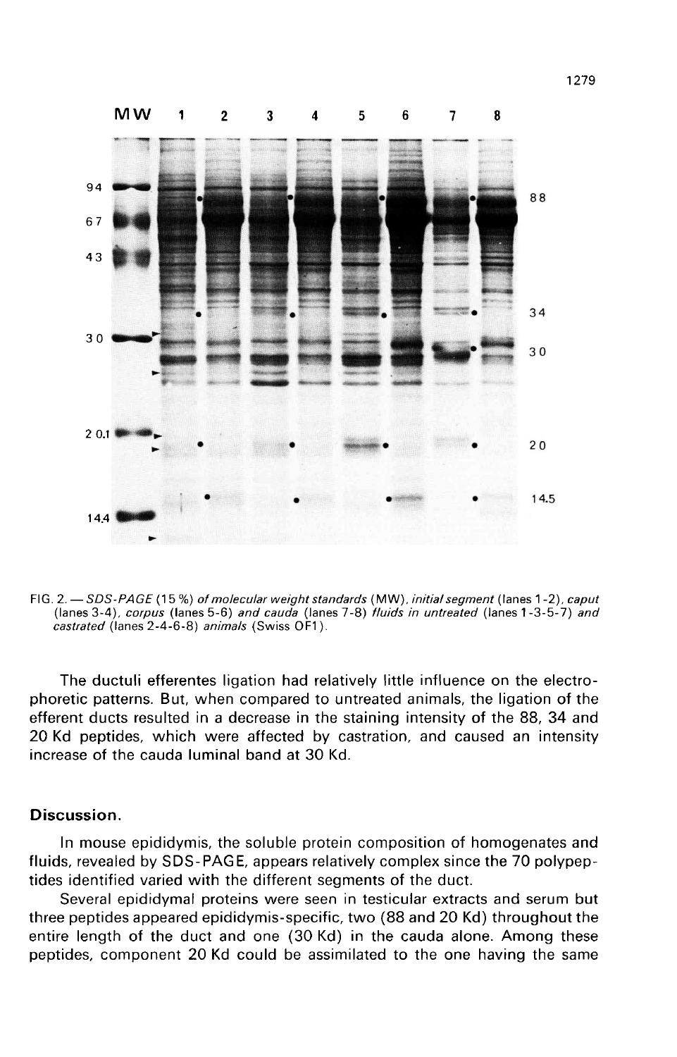FIG. 2. — *SDS-PAGE (15 %) of molecular weight standards* (MW), *initial segment* (lanes 1-2), *caput* (lanes 3-4), *corpus* (lanes 5-6) *and cauda* (lanes 7-8) *fluids in untreated* (lanes 1-3-5-7) *and castrated* (lanes 2-4-6-8) *animals* (Swiss OF1).

The ductuli efferentes ligation had relatively little influence on the electrophoretic patterns. But, when compared to untreated animals, the ligation of the efferent ducts resulted in a decrease in the staining intensity of the 88, 34 and 20 Kd peptides, which were affected by castration, and caused an intensity increase of the cauda luminal band at 30 Kd.

## Discussion.

In mouse epididymis, the soluble protein composition of homogenates and fluids, revealed by SDS-PAGE, appears relatively complex since the 70 polypeptides identified varied with the different segments of the duct.

Several epididymal proteins were seen in testicular extracts and serum but three peptides appeared epididymis-specific, two (88 and 20 Kd) throughout the entire length of the duct and one (30 Kd) in the cauda alone. Among these peptides, component 20 Kd could be assimilated to the one having the same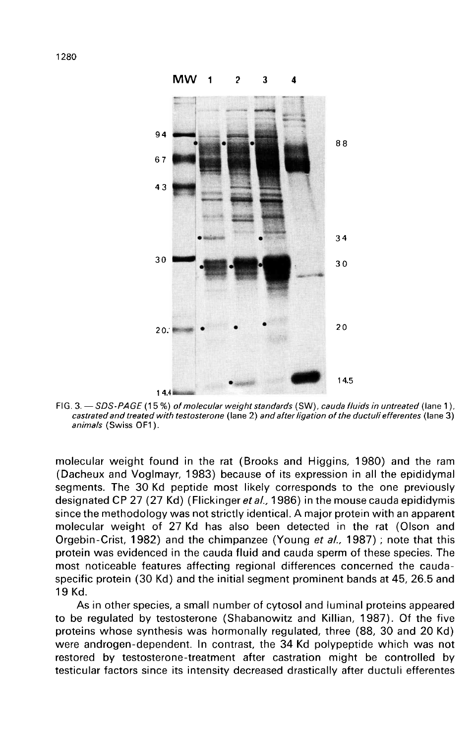FIG. 3. — *SDS-PAGE (15 %) of molecular weight standards (SW), cauda fluids in untreated (lane 1), castrated and treated with testosterone (lane 2) and after ligation of the ductuli efferentes (lane 3) animals (Swiss OF1).*

molecular weight found in the rat (Brooks and Higgins, 1980) and the ram (Dacheux and Voglmayr, 1983) because of its expression in all the epididymal segments. The 30 Kd peptide most likely corresponds to the one previously designated CP 27 (27 Kd) (Flickinger *et al.*, 1986) in the mouse cauda epididymis since the methodology was not strictly identical. A major protein with an apparent molecular weight of 27 Kd has also been detected in the rat (Olson and Orgebin-Crist, 1982) and the chimpanzee (Young *et al.*, 1987) ; note that this protein was evidenced in the cauda fluid and cauda sperm of these species. The most noticeable features affecting regional differences concerned the cauda-specific protein (30 Kd) and the initial segment prominent bands at 45, 26.5 and 19 Kd.

As in other species, a small number of cytosol and luminal proteins appeared to be regulated by testosterone (Shabanowitz and Killian, 1987). Of the five proteins whose synthesis was hormonally regulated, three (88, 30 and 20 Kd) were androgen-dependent. In contrast, the 34 Kd polypeptide which was not restored by testosterone-treatment after castration might be controlled by testicular factors since its intensity decreased drastically after ductuli efferentes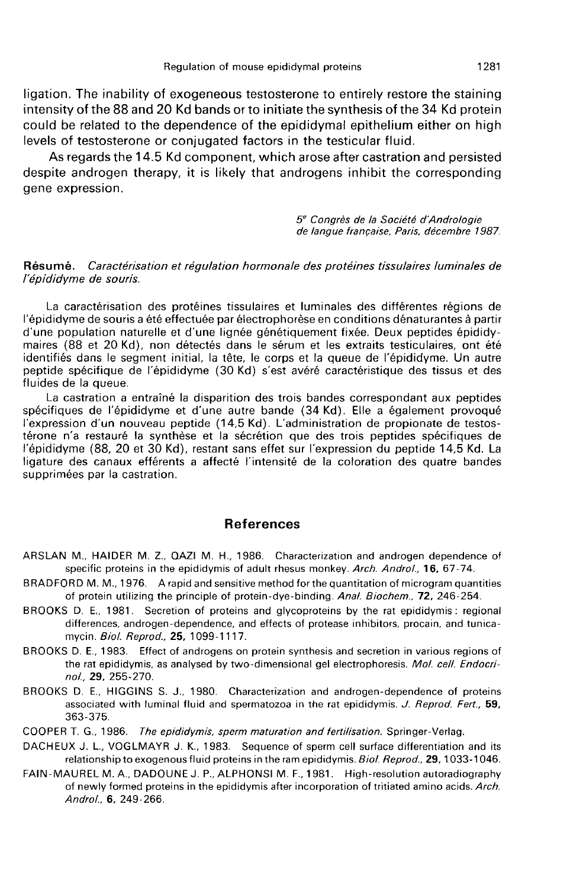ligation. The inability of exogeneous testosterone to entirely restore the staining intensity of the 88 and 20 Kd bands or to initiate the synthesis of the 34 Kd protein could be related to the dependence of the epididymal epithelium either on high levels of testosterone or conjugated factors in the testicular fluid.

As regards the 14.5 Kd component, which arose after castration and persisted despite androgen therapy, it is likely that androgens inhibit the corresponding gene expression.

*5e Congrès de la Société d'Andrologie de langue française, Paris, décembre 1987.*

**Résumé.** *Caractérisation et régulation hormonale des protéines tissulaires luminales de l'épididyme de souris.*

La caractérisation des protéines tissulaires et luminales des différentes régions de l'épididyme de souris a été effectuée par électrophorèse en conditions dénaturantes à partir d'une population naturelle et d'une lignée génétiquement fixée. Deux peptides épididymaires (88 et 20 Kd), non détectés dans le sérum et les extraits testiculaires, ont été identifiés dans le segment initial, la tête, le corps et la queue de l'épididyme. Un autre peptide spécifique de l'épididyme (30 Kd) s'est avéré caractéristique des tissus et des fluides de la queue.

La castration a entraîné la disparition des trois bandes correspondant aux peptides spécifiques de l'épididyme et d'une autre bande (34 Kd). Elle a également provoqué l'expression d'un nouveau peptide (14,5 Kd). L'administration de propionate de testostérone n'a restauré la synthèse et la sécrétion que des trois peptides spécifiques de l'épididyme (88, 20 et 30 Kd), restant sans effet sur l'expression du peptide 14,5 Kd. La ligature des canaux efférents a affecté l'intensité de la coloration des quatre bandes supprimées par la castration.

## References

ARSLAN M., HAIDER M. Z., QAZI M. H., 1986. Characterization and androgen dependence of specific proteins in the epididymis of adult rhesus monkey. *Arch. Androl.*, **16**, 67-74.

BRADFORD M. M., 1976. A rapid and sensitive method for the quantitation of microgram quantities of protein utilizing the principle of protein-dye-binding. *Anal. Biochem.*, **72**, 246-254.

BROOKS D. E., 1981. Secretion of proteins and glycoproteins by the rat epididymis : regional differences, androgen-dependence, and effects of protease inhibitors, procain, and tunicamycin. *Biol. Reprod.*, **25**, 1099-1117.

BROOKS D. E., 1983. Effect of androgens on protein synthesis and secretion in various regions of the rat epididymis, as analysed by two-dimensional gel electrophoresis. *Mol. cell. Endocrinol.*, **29**, 255-270.

BROOKS D. E., HIGGINS S. J., 1980. Characterization and androgen-dependence of proteins associated with luminal fluid and spermatozoa in the rat epididymis. *J. Reprod. Fert.*, **59**, 363-375.

COOPER T. G., 1986. *The epididymis, sperm maturation and fertilisation.* Springer-Verlag.

DACHEUX J. L., VOGLMAYR J. K., 1983. Sequence of sperm cell surface differentiation and its relationship to exogenous fluid proteins in the ram epididymis. *Biol. Reprod.*, **29**, 1033-1046.

FAIN-MAUREL M. A., DADOUNE J. P., ALPHONSI M. F., 1981. High-resolution autoradiography of newly formed proteins in the epididymis after incorporation of tritiated amino acids. *Arch. Androl.*, **6**, 249-266.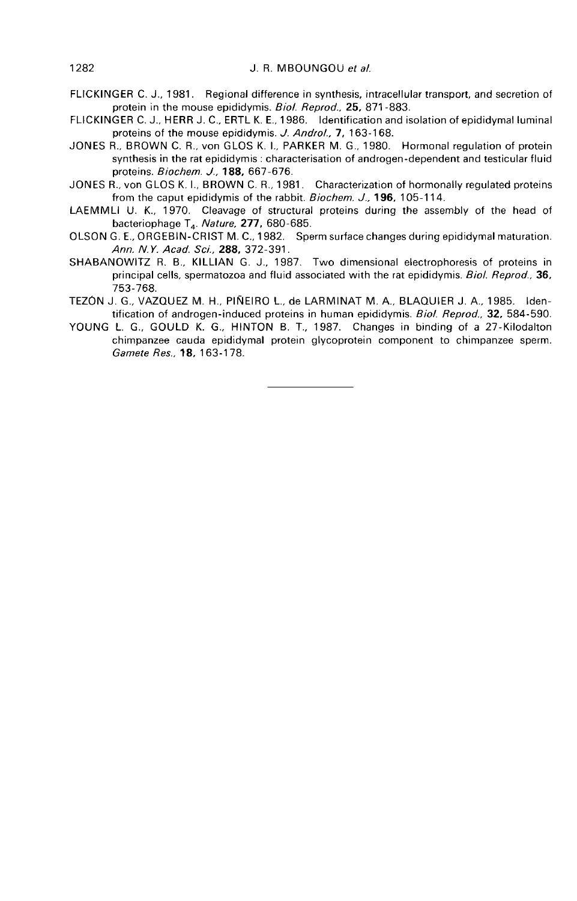FLICKINGER C. J., 1981. Regional difference in synthesis, intracellular transport, and secretion of protein in the mouse epididymis. *Biol. Reprod.*, **25**, 871-883.

FLICKINGER C. J., HERR J. C., ERTL K. E., 1986. Identification and isolation of epididymal luminal proteins of the mouse epididymis. *J. Androl.*, **7**, 163-168.

JONES R., BROWN C. R., von GLOS K. I., PARKER M. G., 1980. Hormonal regulation of protein synthesis in the rat epididymis : characterisation of androgen-dependent and testicular fluid proteins. *Biochem. J.*, **188**, 667-676.

JONES R., von GLOS K. I., BROWN C. R., 1981. Characterization of hormonally regulated proteins from the caput epididymis of the rabbit. *Biochem. J.*, **196**, 105-114.

LAEMMLI U. K., 1970. Cleavage of structural proteins during the assembly of the head of bacteriophage $T_4$. *Nature*, **277**, 680-685.

OLSON G. E., ORGEBIN-CRIST M. C., 1982. Sperm surface changes during epididymal maturation. *Ann. N.Y. Acad. Sci.*, **288**, 372-391.

SHABANOWITZ R. B., KILLIAN G. J., 1987. Two dimensional electrophoresis of proteins in principal cells, spermatozoa and fluid associated with the rat epididymis. *Biol. Reprod.*, **36**, 753-768.

TEZÓN J. G., VAZQUEZ M. H., PIÑEIRO L., de LARMINAT M. A., BLAQUIER J. A., 1985. Identification of androgen-induced proteins in human epididymis. *Biol. Reprod.*, **32**, 584-590.

YOUNG L. G., GOULD K. G., HINTON B. T., 1987. Changes in binding of a 27-Kilodalton chimpanzee cauda epididymal protein glycoprotein component to chimpanzee sperm. *Gamete Res.*, **18**, 163-178.